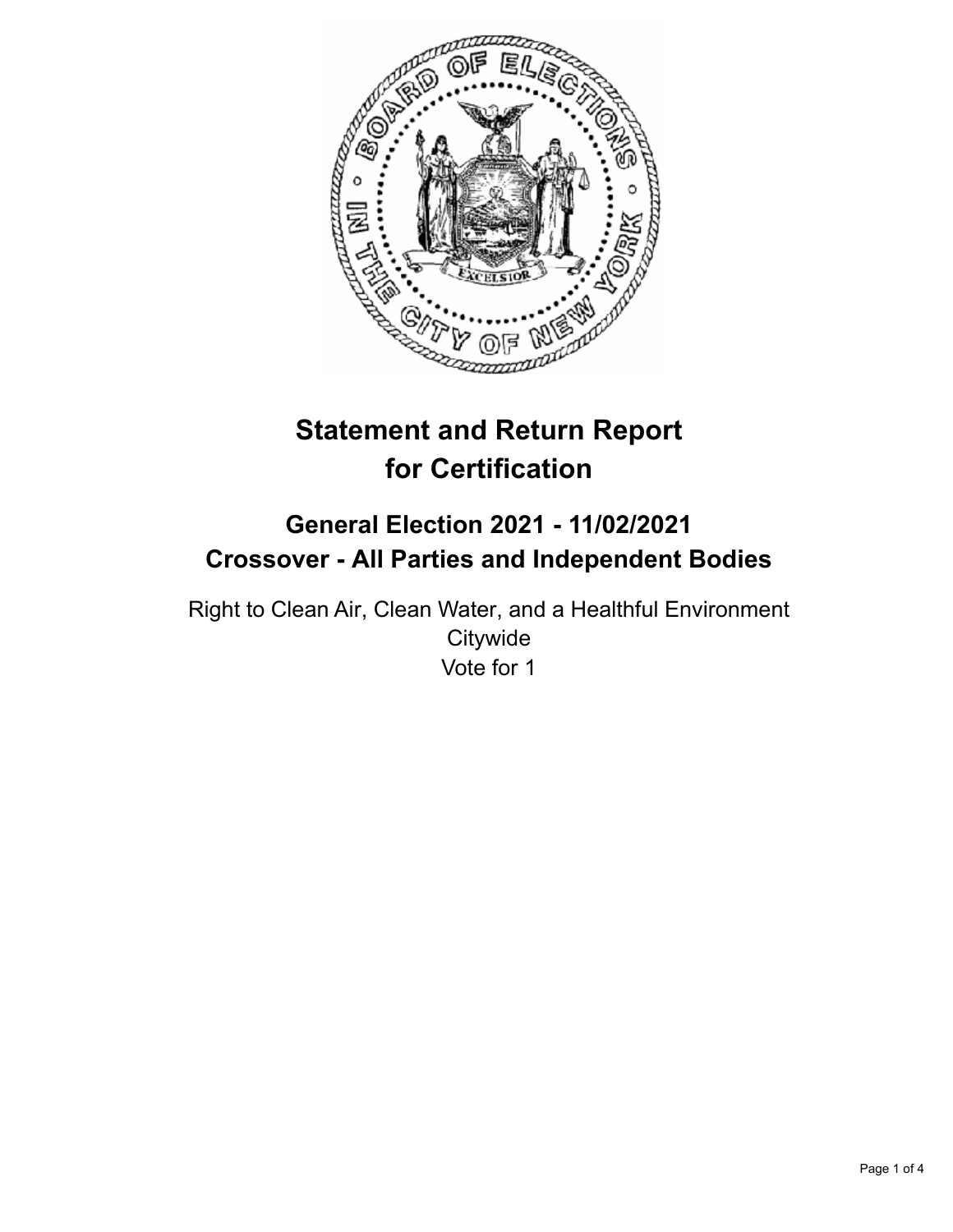# Statement and Return Report for Certification

## General Election 2021 - 11/02/2021
## Crossover - All Parties and Independent Bodies

Right to Clean Air, Clean Water, and a Healthful Environment
Citywide
Vote for 1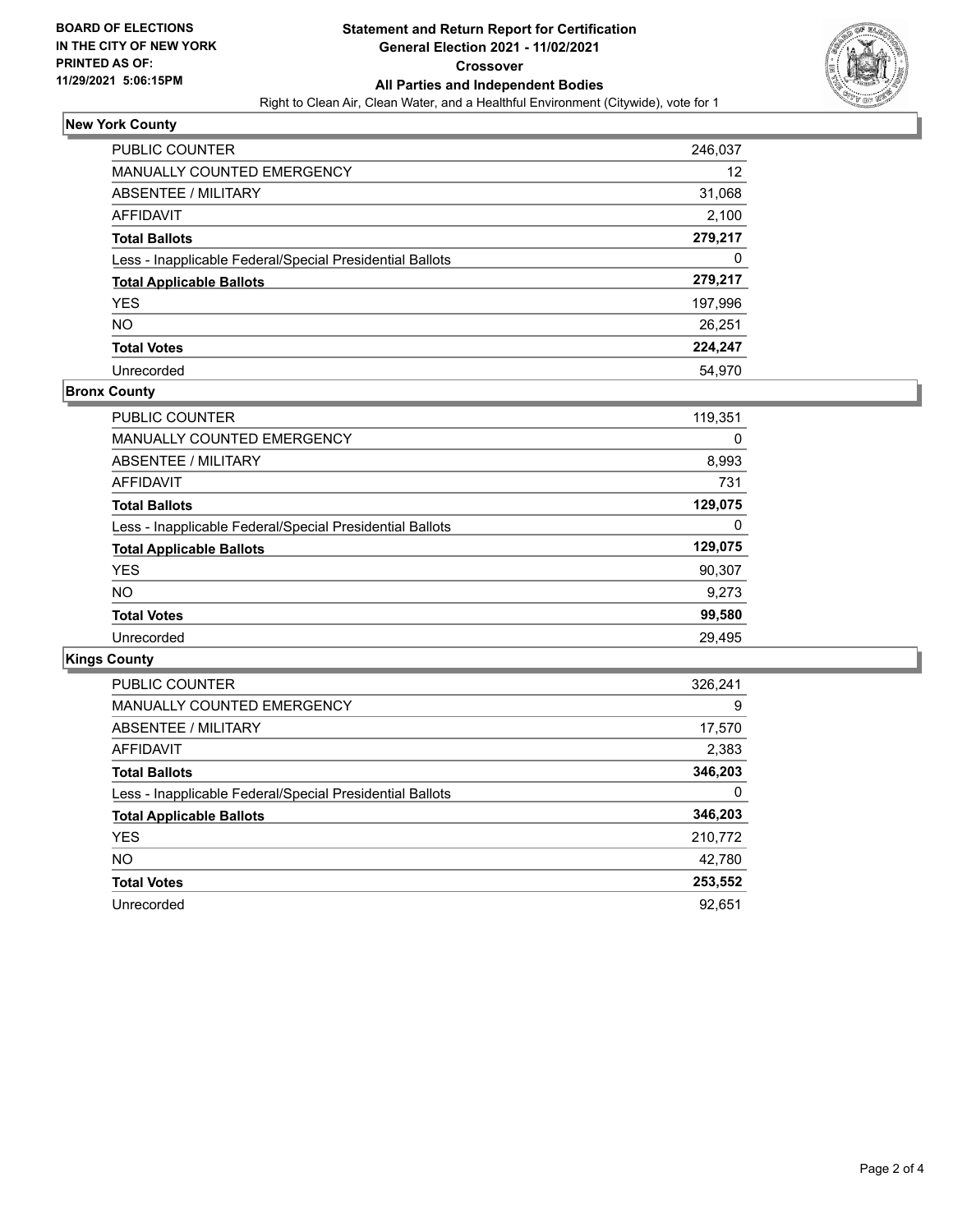**BOARD OF ELECTIONS IN THE CITY OF NEW YORK PRINTED AS OF: 11/29/2021 5:06:15PM**

# Statement and Return Report for Certification
## General Election 2021 - 11/02/2021
## Crossover
## All Parties and Independent Bodies

Right to Clean Air, Clean Water, and a Healthful Environment (Citywide), vote for 1

### New York County

| | |
|---|---|
| PUBLIC COUNTER | 246,037 |
| MANUALLY COUNTED EMERGENCY | 12 |
| ABSENTEE / MILITARY | 31,068 |
| AFFIDAVIT | 2,100 |
| **Total Ballots** | **279,217** |
| Less - Inapplicable Federal/Special Presidential Ballots | 0 |
| **Total Applicable Ballots** | **279,217** |
| YES | 197,996 |
| NO | 26,251 |
| **Total Votes** | **224,247** |
| Unrecorded | 54,970 |

### Bronx County

| | |
|---|---|
| PUBLIC COUNTER | 119,351 |
| MANUALLY COUNTED EMERGENCY | 0 |
| ABSENTEE / MILITARY | 8,993 |
| AFFIDAVIT | 731 |
| **Total Ballots** | **129,075** |
| Less - Inapplicable Federal/Special Presidential Ballots | 0 |
| **Total Applicable Ballots** | **129,075** |
| YES | 90,307 |
| NO | 9,273 |
| **Total Votes** | **99,580** |
| Unrecorded | 29,495 |

### Kings County

| | |
|---|---|
| PUBLIC COUNTER | 326,241 |
| MANUALLY COUNTED EMERGENCY | 9 |
| ABSENTEE / MILITARY | 17,570 |
| AFFIDAVIT | 2,383 |
| **Total Ballots** | **346,203** |
| Less - Inapplicable Federal/Special Presidential Ballots | 0 |
| **Total Applicable Ballots** | **346,203** |
| YES | 210,772 |
| NO | 42,780 |
| **Total Votes** | **253,552** |
| Unrecorded | 92,651 |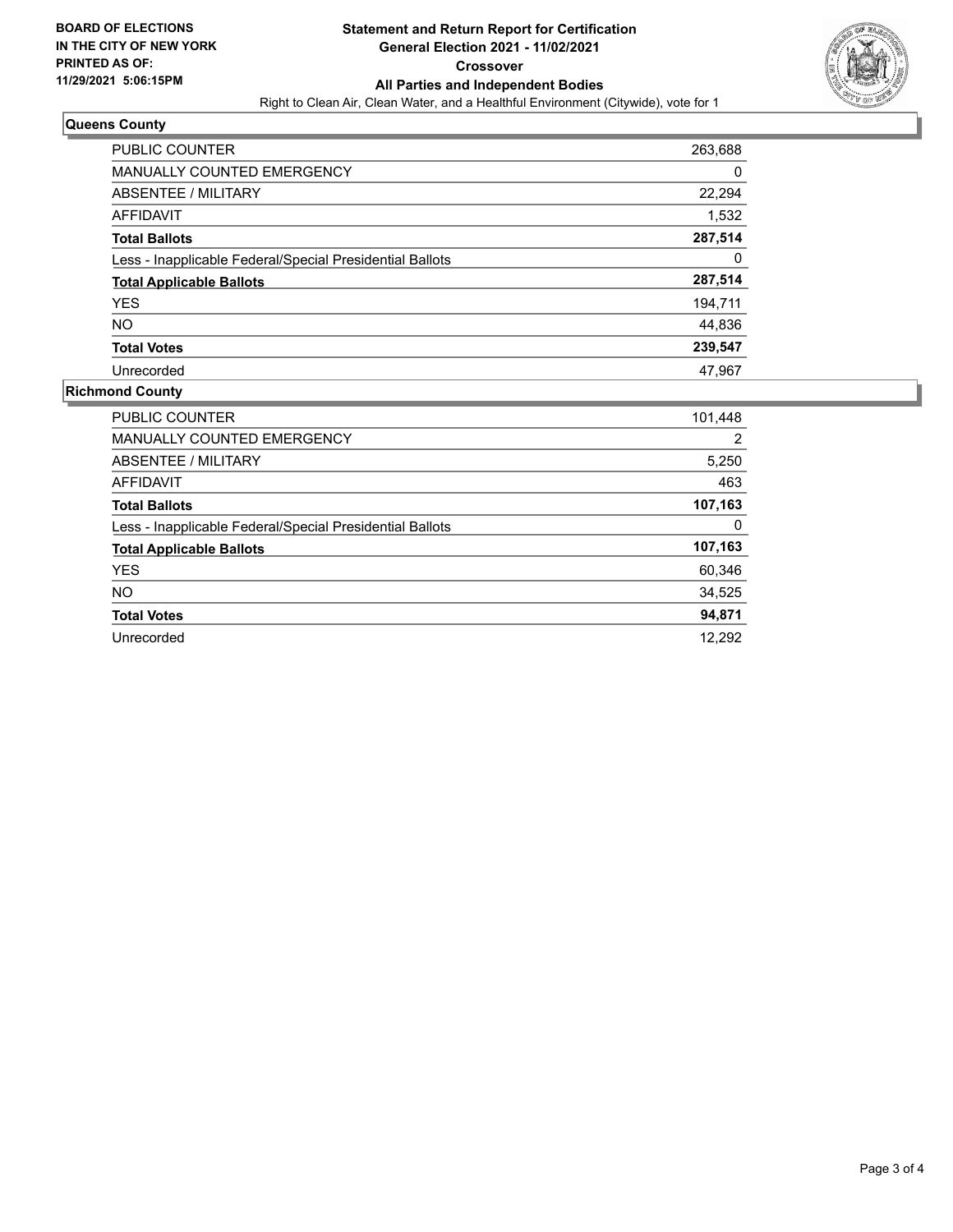**BOARD OF ELECTIONS IN THE CITY OF NEW YORK PRINTED AS OF: 11/29/2021 5:06:15PM**

# Statement and Return Report for Certification
## General Election 2021 - 11/02/2021
## Crossover
## All Parties and Independent Bodies
Right to Clean Air, Clean Water, and a Healthful Environment (Citywide), vote for 1

### Queens County

| | |
|---|---|
| PUBLIC COUNTER | 263,688 |
| MANUALLY COUNTED EMERGENCY | 0 |
| ABSENTEE / MILITARY | 22,294 |
| AFFIDAVIT | 1,532 |
| **Total Ballots** | **287,514** |
| Less - Inapplicable Federal/Special Presidential Ballots | 0 |
| **Total Applicable Ballots** | **287,514** |
| YES | 194,711 |
| NO | 44,836 |
| **Total Votes** | **239,547** |
| Unrecorded | 47,967 |

### Richmond County

| | |
|---|---|
| PUBLIC COUNTER | 101,448 |
| MANUALLY COUNTED EMERGENCY | 2 |
| ABSENTEE / MILITARY | 5,250 |
| AFFIDAVIT | 463 |
| **Total Ballots** | **107,163** |
| Less - Inapplicable Federal/Special Presidential Ballots | 0 |
| **Total Applicable Ballots** | **107,163** |
| YES | 60,346 |
| NO | 34,525 |
| **Total Votes** | **94,871** |
| Unrecorded | 12,292 |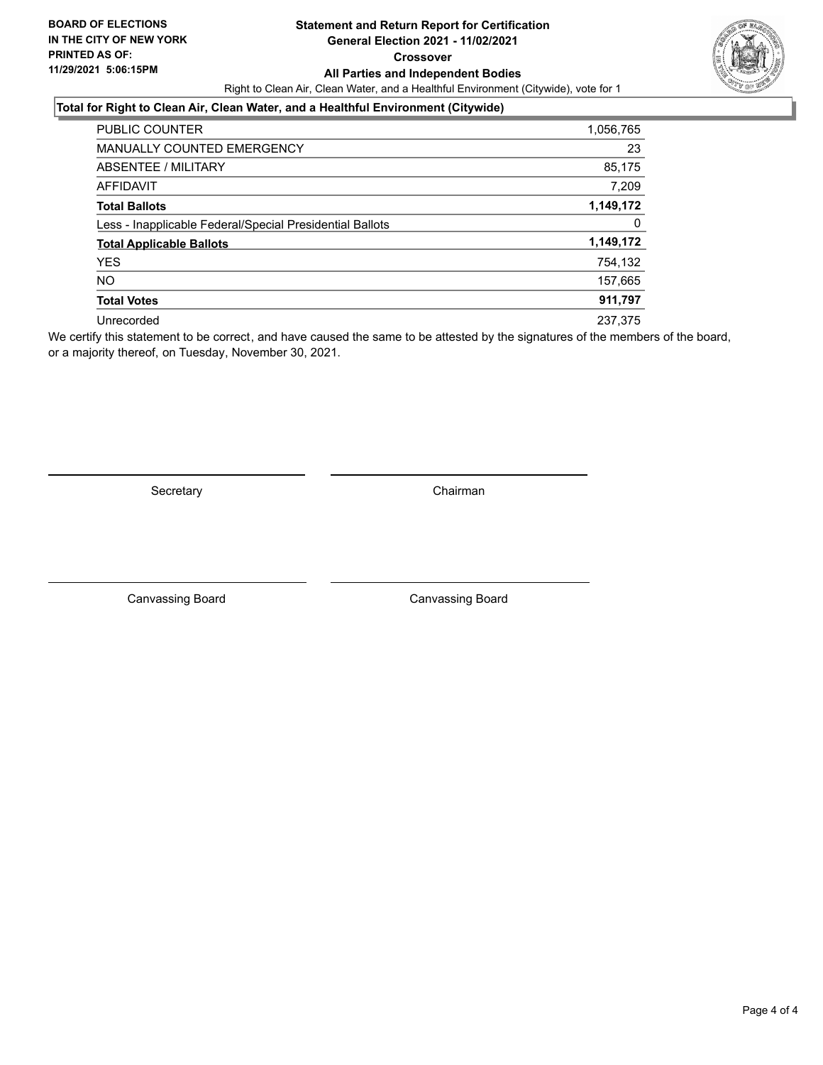**BOARD OF ELECTIONS IN THE CITY OF NEW YORK PRINTED AS OF: 11/29/2021 5:06:15PM**

**Statement and Return Report for Certification General Election 2021 - 11/02/2021 Crossover All Parties and Independent Bodies**

Right to Clean Air, Clean Water, and a Healthful Environment (Citywide), vote for 1

**Total for Right to Clean Air, Clean Water, and a Healthful Environment (Citywide)**

| | |
|---|---|
| PUBLIC COUNTER | 1,056,765 |
| MANUALLY COUNTED EMERGENCY | 23 |
| ABSENTEE / MILITARY | 85,175 |
| AFFIDAVIT | 7,209 |
| **Total Ballots** | **1,149,172** |
| Less - Inapplicable Federal/Special Presidential Ballots | 0 |
| **Total Applicable Ballots** | **1,149,172** |
| YES | 754,132 |
| NO | 157,665 |
| **Total Votes** | **911,797** |
| Unrecorded | 237,375 |

We certify this statement to be correct, and have caused the same to be attested by the signatures of the members of the board, or a majority thereof, on Tuesday, November 30, 2021.

Secretary

Chairman

Canvassing Board

Canvassing Board